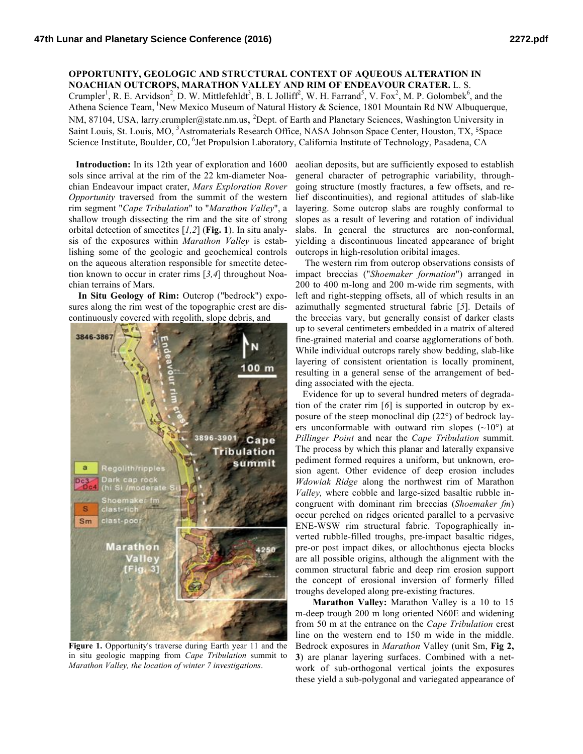**OPPORTUNITY, GEOLOGIC AND STRUCTURAL CONTEXT OF AQUEOUS ALTERATION IN NOACHIAN OUTCROPS, MARATHON VALLEY AND RIM OF ENDEAVOUR CRATER.** L. S. Crumpler[1], R. E. Arvidson[2], D. W. Mittlefehldt[3], B. L Jolliff[2], W. H. Farrand[5], V. Fox[2], M. P. Golombek[6], and the Athena Science Team, [1]New Mexico Museum of Natural History & Science, 1801 Mountain Rd NW Albuquerque, NM, 87104, USA, larry.crumpler@state.nm.us, [2]Dept. of Earth and Planetary Sciences, Washington University in Saint Louis, St. Louis, MO, [3]Astromaterials Research Office, NASA Johnson Space Center, Houston, TX, [5]Space Science Institute, Boulder, CO, [6]Jet Propulsion Laboratory, California Institute of Technology, Pasadena, CA

**Introduction:** In its 12th year of exploration and 1600 sols since arrival at the rim of the 22 km-diameter Noachian Endeavour impact crater, *Mars Exploration Rover Opportunity* traversed from the summit of the western rim segment "*Cape Tribulation*" to "*Marathon Valley*", a shallow trough dissecting the rim and the site of strong orbital detection of smectites [*1,2*] (**Fig. 1**). In situ analysis of the exposures within *Marathon Valley* is establishing some of the geologic and geochemical controls on the aqueous alteration responsible for smectite detection known to occur in crater rims [*3,4*] throughout Noachian terrains of Mars.

**In Situ Geology of Rim:** Outcrop ("bedrock") exposures along the rim west of the topographic crest are discontinuously covered with regolith, slope debris, and aeolian deposits, but are sufficiently exposed to establish general character of petrographic variability, through-going structure (mostly fractures, a few offsets, and relief discontinuities), and regional attitudes of slab-like layering. Some outcrop slabs are roughly conformal to slopes as a result of levering and rotation of individual slabs. In general the structures are non-conformal, yielding a discontinuous lineated appearance of bright outcrops in high-resolution oribital images.

**Figure 1.** Opportunity's traverse during Earth year 11 and the in situ geologic mapping from *Cape Tribulation* summit to *Marathon Valley, the location of winter 7 investigations*.

The western rim from outcrop observations consists of impact breccias ("*Shoemaker formation*") arranged in 200 to 400 m-long and 200 m-wide rim segments, with left and right-stepping offsets, all of which results in an azimuthally segmented structural fabric [*5*]. Details of the breccias vary, but generally consist of darker clasts up to several centimeters embedded in a matrix of altered fine-grained material and coarse agglomerations of both. While individual outcrops rarely show bedding, slab-like layering of consistent orientation is locally prominent, resulting in a general sense of the arrangement of bedding associated with the ejecta.

Evidence for up to several hundred meters of degradation of the crater rim [*6*] is supported in outcrop by exposure of the steep monoclinal dip (22°) of bedrock layers unconformable with outward rim slopes (~10°) at *Pillinger Point* and near the *Cape Tribulation* summit. The process by which this planar and laterally expansive pediment formed requires a uniform, but unknown, erosion agent. Other evidence of deep erosion includes *Wdowiak Ridge* along the northwest rim of Marathon *Valley,* where cobble and large-sized basaltic rubble incongruent with dominant rim breccias (*Shoemaker fm*) occur perched on ridges oriented parallel to a pervasive ENE-WSW rim structural fabric. Topographically inverted rubble-filled troughs, pre-impact basaltic ridges, pre-or post impact dikes, or allochthonus ejecta blocks are all possible origins, although the alignment with the common structural fabric and deep rim erosion support the concept of erosional inversion of formerly filled troughs developed along pre-existing fractures.

**Marathon Valley:** Marathon Valley is a 10 to 15 m-deep trough 200 m long oriented N60E and widening from 50 m at the entrance on the *Cape Tribulation* crest line on the western end to 150 m wide in the middle. Bedrock exposures in *Marathon* Valley (unit Sm, **Fig 2, 3**) are planar layering surfaces. Combined with a network of sub-orthogonal vertical joints the exposures these yield a sub-polygonal and variegated appearance of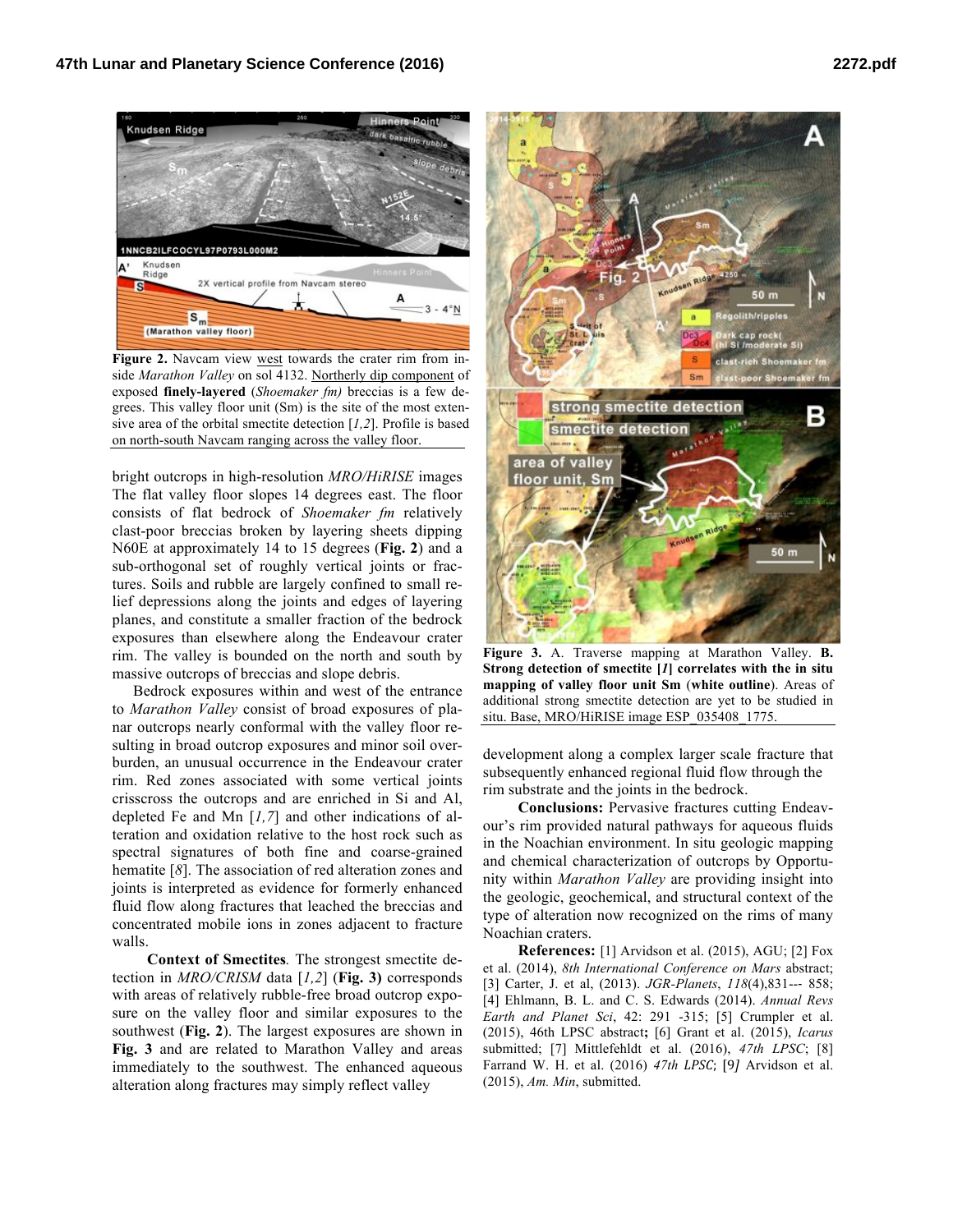**Figure 2.** Navcam view west towards the crater rim from inside *Marathon Valley* on sol 4132. Northerly dip component of exposed **finely-layered** (*Shoemaker fm)* breccias is a few degrees. This valley floor unit (Sm) is the site of the most extensive area of the orbital smectite detection [*1,2*]. Profile is based on north-south Navcam ranging across the valley floor.

bright outcrops in high-resolution *MRO/HiRISE* images The flat valley floor slopes 14 degrees east. The floor consists of flat bedrock of *Shoemaker fm* relatively clast-poor breccias broken by layering sheets dipping N60E at approximately 14 to 15 degrees (**Fig. 2**) and a sub-orthogonal set of roughly vertical joints or fractures. Soils and rubble are largely confined to small relief depressions along the joints and edges of layering planes, and constitute a smaller fraction of the bedrock exposures than elsewhere along the Endeavour crater rim. The valley is bounded on the north and south by massive outcrops of breccias and slope debris.

Bedrock exposures within and west of the entrance to *Marathon Valley* consist of broad exposures of planar outcrops nearly conformal with the valley floor resulting in broad outcrop exposures and minor soil overburden, an unusual occurrence in the Endeavour crater rim. Red zones associated with some vertical joints crisscross the outcrops and are enriched in Si and Al, depleted Fe and Mn [*1,7*] and other indications of alteration and oxidation relative to the host rock such as spectral signatures of both fine and coarse-grained hematite [*8*]. The association of red alteration zones and joints is interpreted as evidence for formerly enhanced fluid flow along fractures that leached the breccias and concentrated mobile ions in zones adjacent to fracture walls.

**Context of Smectites***.* The strongest smectite detection in *MRO/CRISM* data [*1,2*] (**Fig. 3)** corresponds with areas of relatively rubble-free broad outcrop exposure on the valley floor and similar exposures to the southwest (**Fig. 2**). The largest exposures are shown in **Fig. 3** and are related to Marathon Valley and areas immediately to the southwest. The enhanced aqueous alteration along fractures may simply reflect valley

**Figure 3.** A. Traverse mapping at Marathon Valley. **B. Strong detection of smectite [*1*] correlates with the in situ mapping of valley floor unit Sm** (**white outline**). Areas of additional strong smectite detection are yet to be studied in situ. Base, MRO/HiRISE image ESP_035408_1775.

development along a complex larger scale fracture that subsequently enhanced regional fluid flow through the rim substrate and the joints in the bedrock.

**Conclusions:** Pervasive fractures cutting Endeavour's rim provided natural pathways for aqueous fluids in the Noachian environment. In situ geologic mapping and chemical characterization of outcrops by Opportunity within *Marathon Valley* are providing insight into the geologic, geochemical, and structural context of the type of alteration now recognized on the rims of many Noachian craters.

**References:** [1] Arvidson et al. (2015), AGU; [2] Fox et al. (2014), *8th International Conference on Mars* abstract; [3] Carter, J. et al, (2013). *JGR-Planets*, *118*(4),831--- 858; [4] Ehlmann, B. L. and C. S. Edwards (2014). *Annual Revs Earth and Planet Sci*, 42: 291 -315; [5] Crumpler et al. (2015), 46th LPSC abstract**;** [6] Grant et al. (2015), *Icarus* submitted; [7] Mittlefehldt et al. (2016), *47th LPSC*; [8] Farrand W. H. et al. (2016) *47th LPSC;* [9*]* Arvidson et al. (2015), *Am. Min*, submitted.